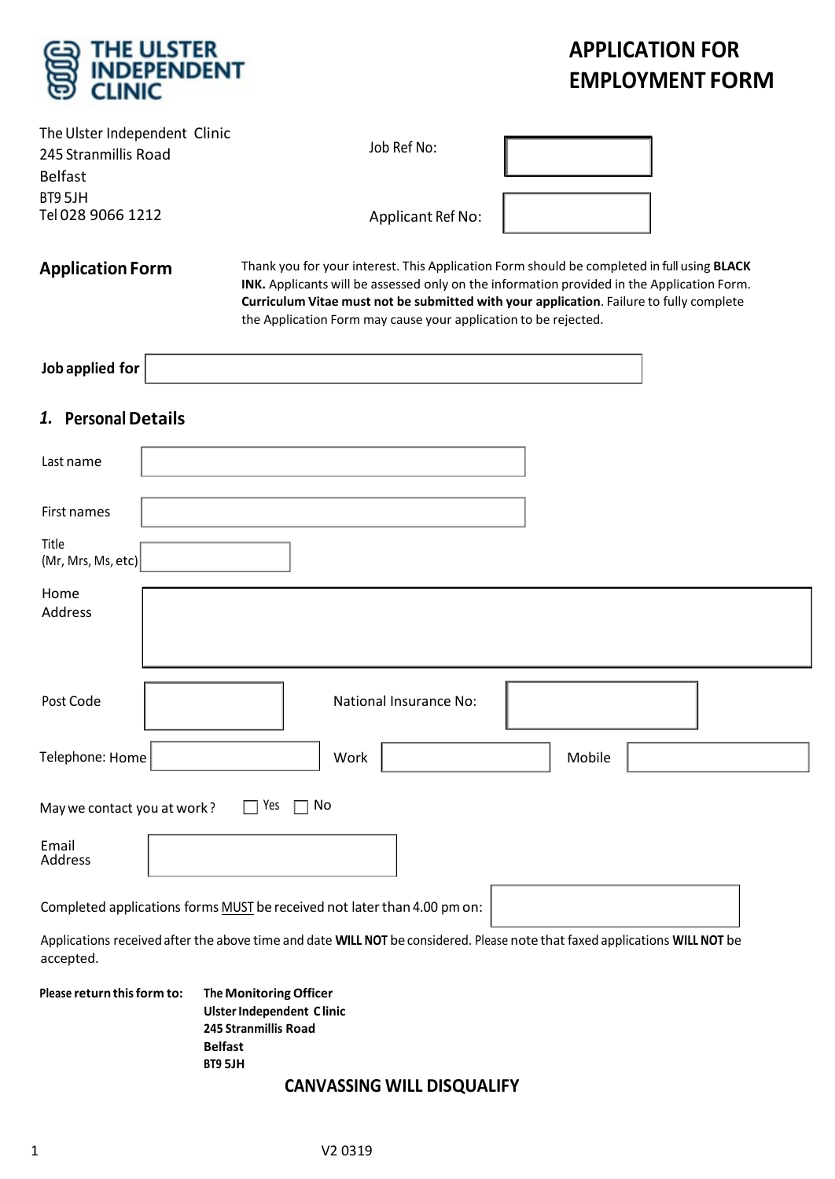# THE ULSTER INDEPENDENT CLINIC

# APPLICATION FOR EMPLOYMENT FORM

The Ulster Independent Clinic
245 Stranmillis Road
Belfast
BT9 5JH
Tel 028 9066 1212

Job Ref No:

Applicant Ref No:

## Application Form

Thank you for your interest. This Application Form should be completed in full using **BLACK INK.** Applicants will be assessed only on the information provided in the Application Form. **Curriculum Vitae must not be submitted with your application**. Failure to fully complete the Application Form may cause your application to be rejected.

**Job applied for**

## *1.* Personal Details

Last name

First names

Title (Mr, Mrs, Ms, etc)

Home Address

Post Code

National Insurance No:

Telephone: Home

Work

Mobile

May we contact you at work ? ☐ Yes ☐ No

Email Address

Completed applications forms MUST be received not later than 4.00 pm on:

Applications received after the above time and date **WILL NOT** be considered. Please note that faxed applications **WILL NOT** be accepted.

**Please return this form to:**

**The Monitoring Officer**
**Ulster Independent Clinic**
**245 Stranmillis Road**
**Belfast**
**BT9 5JH**

**CANVASSING WILL DISQUALIFY**

V2 0319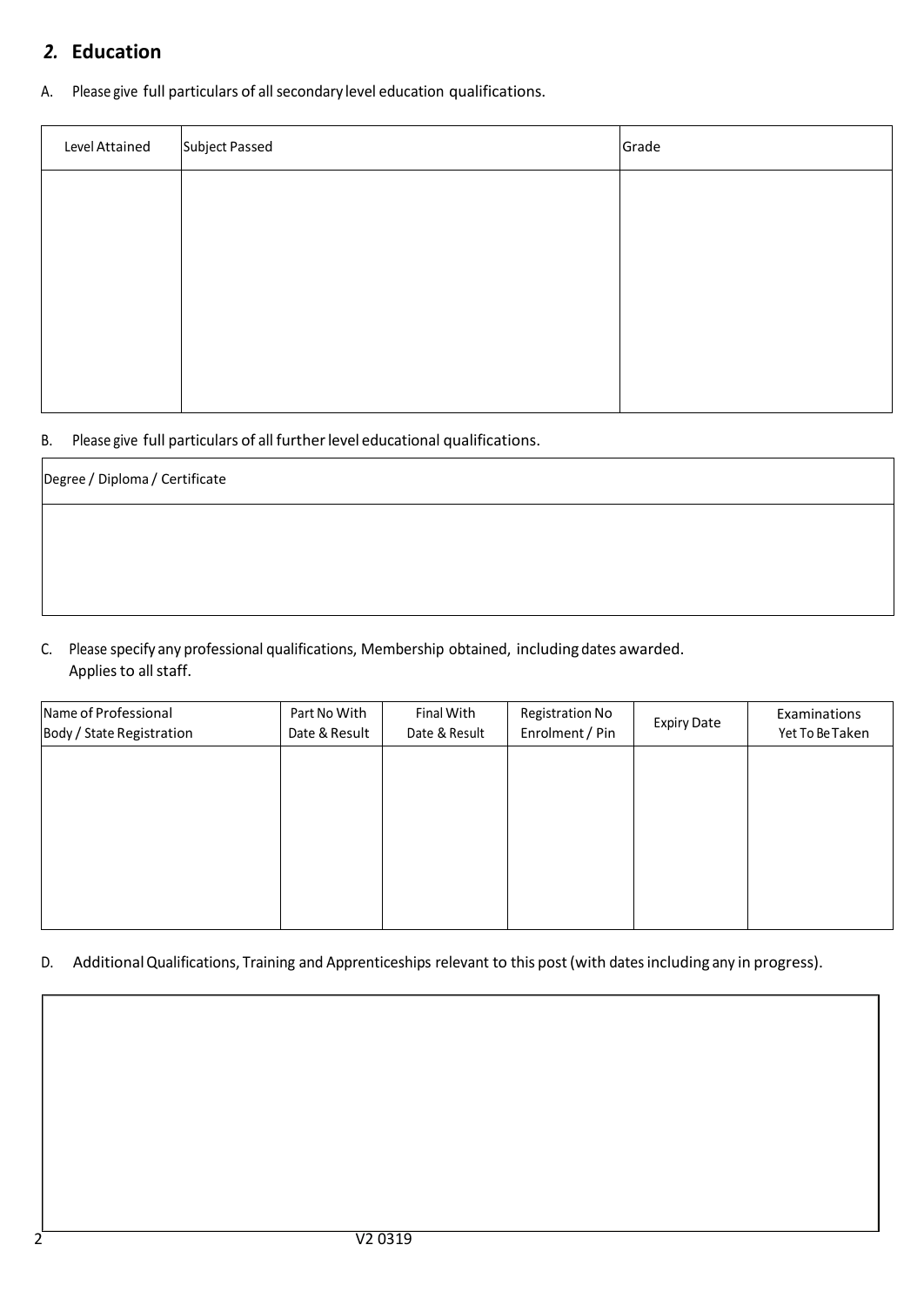## 2. Education

A. Please give full particulars of all secondary level education qualifications.

| Level Attained | Subject Passed | Grade |
|---|---|---|
| | | |

B. Please give full particulars of all further level educational qualifications.

| Degree / Diploma / Certificate |
|---|
| |

C. Please specify any professional qualifications, Membership obtained, including dates awarded. Applies to all staff.

| Name of Professional Body / State Registration | Part No With Date & Result | Final With Date & Result | Registration No Enrolment / Pin | Expiry Date | Examinations Yet To Be Taken |
|---|---|---|---|---|---|
| | | | | | |

D. Additional Qualifications, Training and Apprenticeships relevant to this post (with dates including any in progress).

V2 0319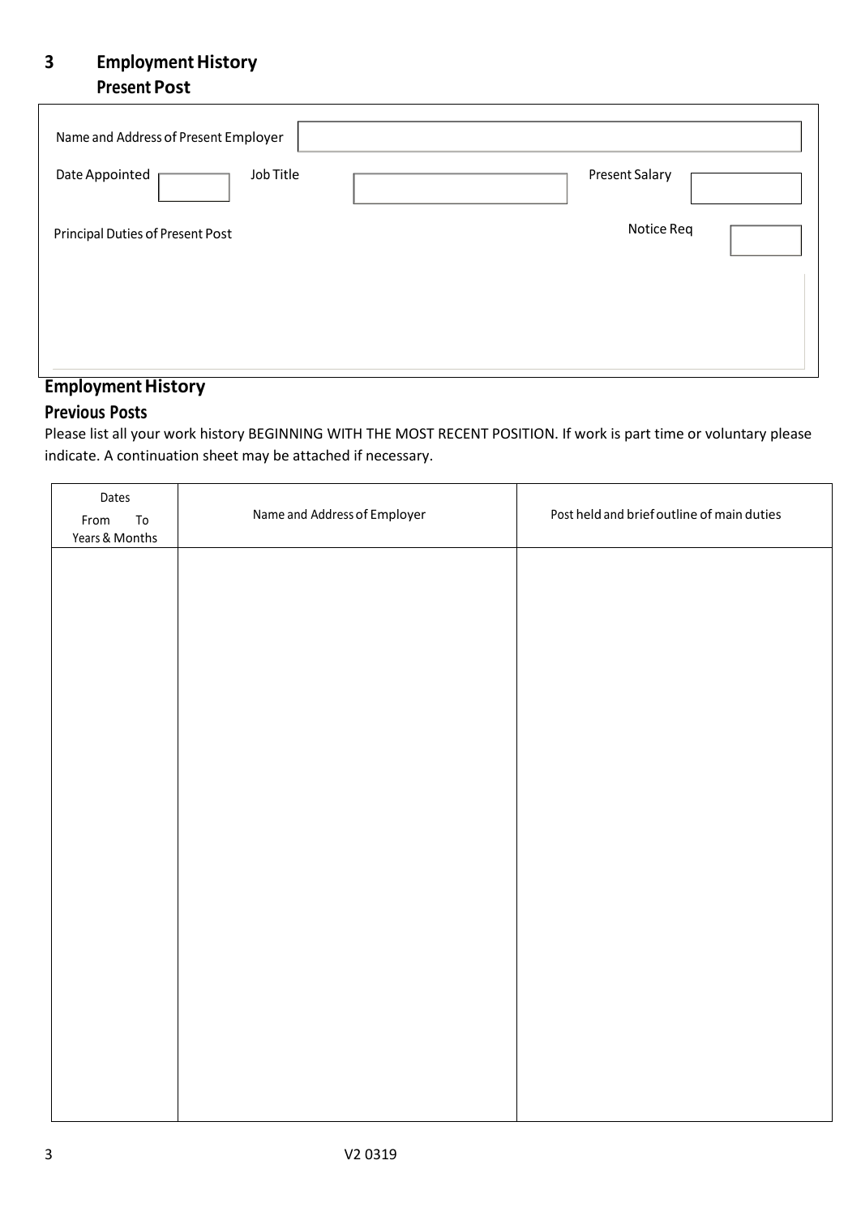## 3 Employment History

### Present Post

| | |
|---|---|
| Name and Address of Present Employer | |
| Date Appointed | |
| Job Title | |
| Present Salary | |
| Notice Req | |
| Principal Duties of Present Post | |

## Employment History

### Previous Posts

Please list all your work history BEGINNING WITH THE MOST RECENT POSITION. If work is part time or voluntary please indicate. A continuation sheet may be attached if necessary.

| Dates<br>From To<br>Years & Months | Name and Address of Employer | Post held and brief outline of main duties |
|---|---|---|
| | | |

V2 0319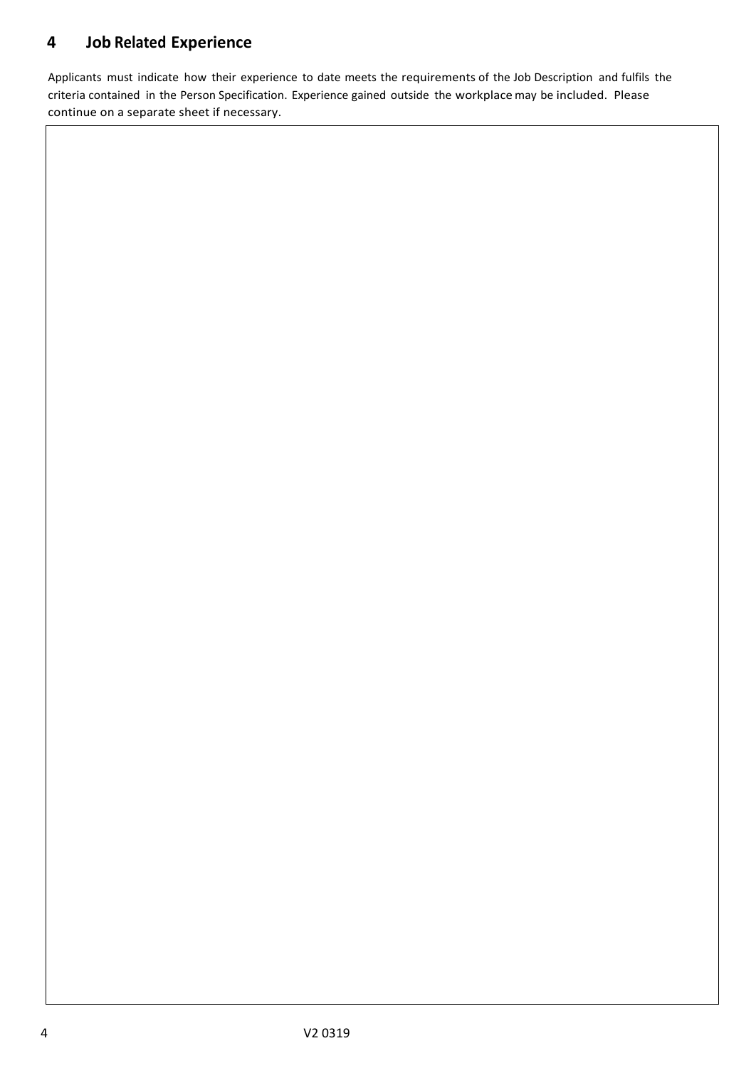## 4 Job Related Experience

Applicants must indicate how their experience to date meets the requirements of the Job Description and fulfils the criteria contained in the Person Specification. Experience gained outside the workplace may be included. Please continue on a separate sheet if necessary.

V2 0319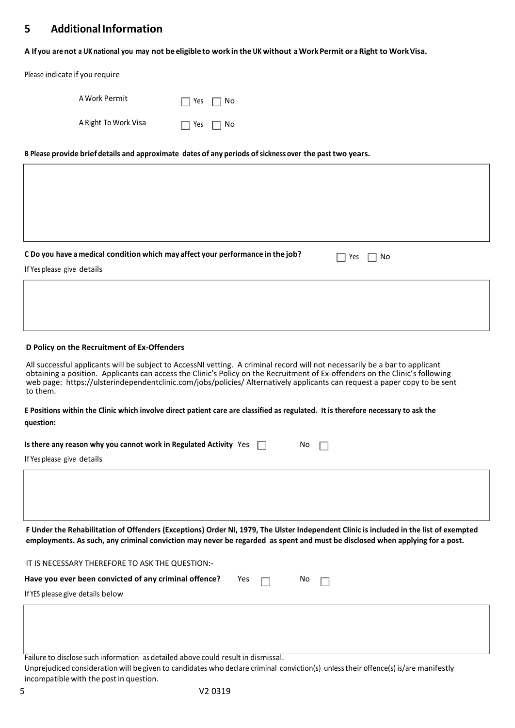## 5 Additional Information

**A If you are not a UK national you may not be eligible to work in the UK without a Work Permit or a Right to Work Visa.**

Please indicate if you require

| | |
|---|---|
| A Work Permit | ☐ Yes ☐ No |
| A Right To Work Visa | ☐ Yes ☐ No |

**B Please provide brief details and approximate dates of any periods of sickness over the past two years.**

**C Do you have a medical condition which may affect your performance in the job?** ☐ Yes ☐ No

If Yes please give details

**D Policy on the Recruitment of Ex-Offenders**

All successful applicants will be subject to AccessNI vetting. A criminal record will not necessarily be a bar to applicant obtaining a position. Applicants can access the Clinic's Policy on the Recruitment of Ex-offenders on the Clinic's following web page: https://ulsterindependentclinic.com/jobs/policies/ Alternatively applicants can request a paper copy to be sent to them.

**E Positions within the Clinic which involve direct patient care are classified as regulated. It is therefore necessary to ask the question:**

**Is there any reason why you cannot work in Regulated Activity** Yes ☐ No ☐

If Yes please give details

**F Under the Rehabilitation of Offenders (Exceptions) Order NI, 1979, The Ulster Independent Clinic is included in the list of exempted employments. As such, any criminal conviction may never be regarded as spent and must be disclosed when applying for a post.**

IT IS NECESSARY THEREFORE TO ASK THE QUESTION:-

**Have you ever been convicted of any criminal offence?** Yes ☐ No ☐

If YES please give details below

Failure to disclose such information as detailed above could result in dismissal.

Unprejudiced consideration will be given to candidates who declare criminal conviction(s) unless their offence(s) is/are manifestly incompatible with the post in question.

V2 0319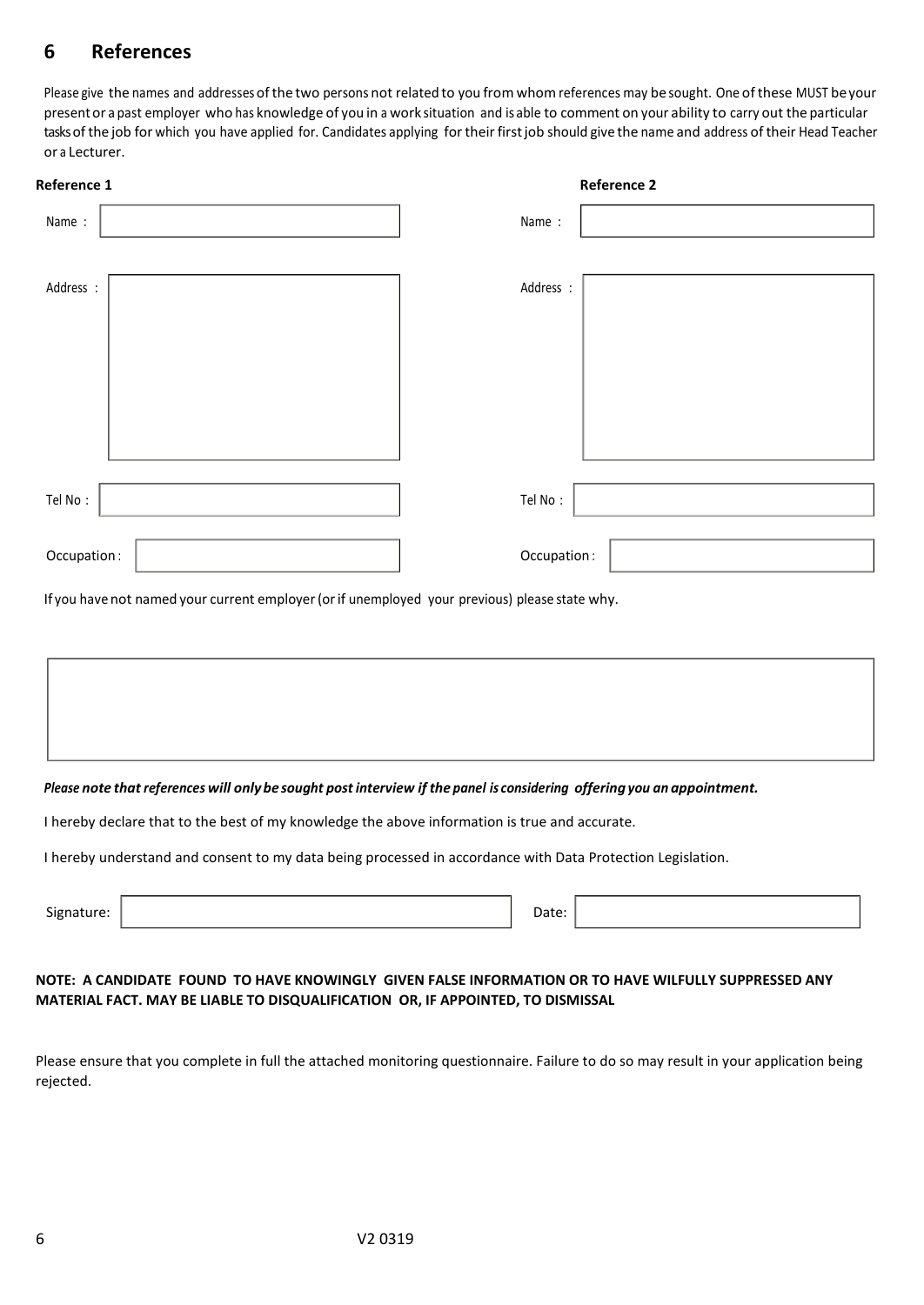## 6 References

Please give the names and addresses of the two persons not related to you from whom references may be sought. One of these MUST be your present or a past employer who has knowledge of you in a work situation and is able to comment on your ability to carry out the particular tasks of the job for which you have applied for. Candidates applying for their first job should give the name and address of their Head Teacher or a Lecturer.

| | Reference 1 | Reference 2 |
|---|---|---|
| Name : | | |
| Address : | | |
| Tel No : | | |
| Occupation : | | |

If you have not named your current employer (or if unemployed your previous) please state why.

| |
|---|
| |

***Please note that references will only be sought post interview if the panel is considering offering you an appointment.***

I hereby declare that to the best of my knowledge the above information is true and accurate.

I hereby understand and consent to my data being processed in accordance with Data Protection Legislation.

| Signature: | | Date: | |
|---|---|---|---|

**NOTE: A CANDIDATE FOUND TO HAVE KNOWINGLY GIVEN FALSE INFORMATION OR TO HAVE WILFULLY SUPPRESSED ANY MATERIAL FACT. MAY BE LIABLE TO DISQUALIFICATION OR, IF APPOINTED, TO DISMISSAL**

Please ensure that you complete in full the attached monitoring questionnaire. Failure to do so may result in your application being rejected.

V2 0319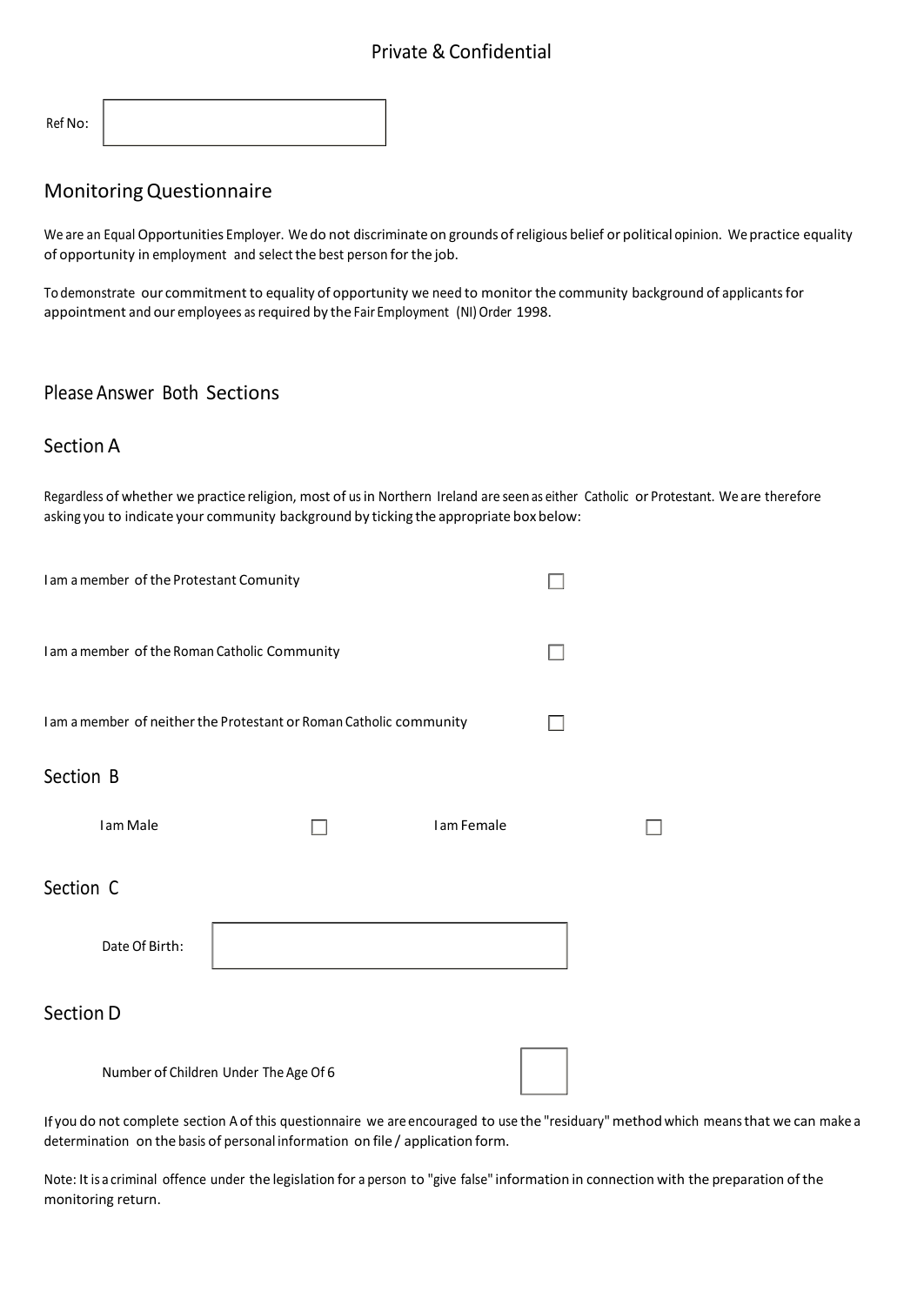Private & Confidential

Ref No:

## Monitoring Questionnaire

We are an Equal Opportunities Employer. We do not discriminate on grounds of religious belief or political opinion. We practice equality of opportunity in employment and select the best person for the job.

To demonstrate our commitment to equality of opportunity we need to monitor the community background of applicants for appointment and our employees as required by the Fair Employment (NI) Order 1998.

### Please Answer Both Sections

### Section A

Regardless of whether we practice religion, most of us in Northern Ireland are seen as either Catholic or Protestant. We are therefore asking you to indicate your community background by ticking the appropriate box below:

I am a member of the Protestant Comunity ☐

I am a member of the Roman Catholic Community ☐

I am a member of neither the Protestant or Roman Catholic community ☐

### Section B

I am Male ☐ I am Female ☐

### Section C

Date Of Birth:

### Section D

Number of Children Under The Age Of 6 ☐

If you do not complete section A of this questionnaire we are encouraged to use the "residuary" method which means that we can make a determination on the basis of personal information on file / application form.

Note: It is a criminal offence under the legislation for a person to "give false" information in connection with the preparation of the monitoring return.